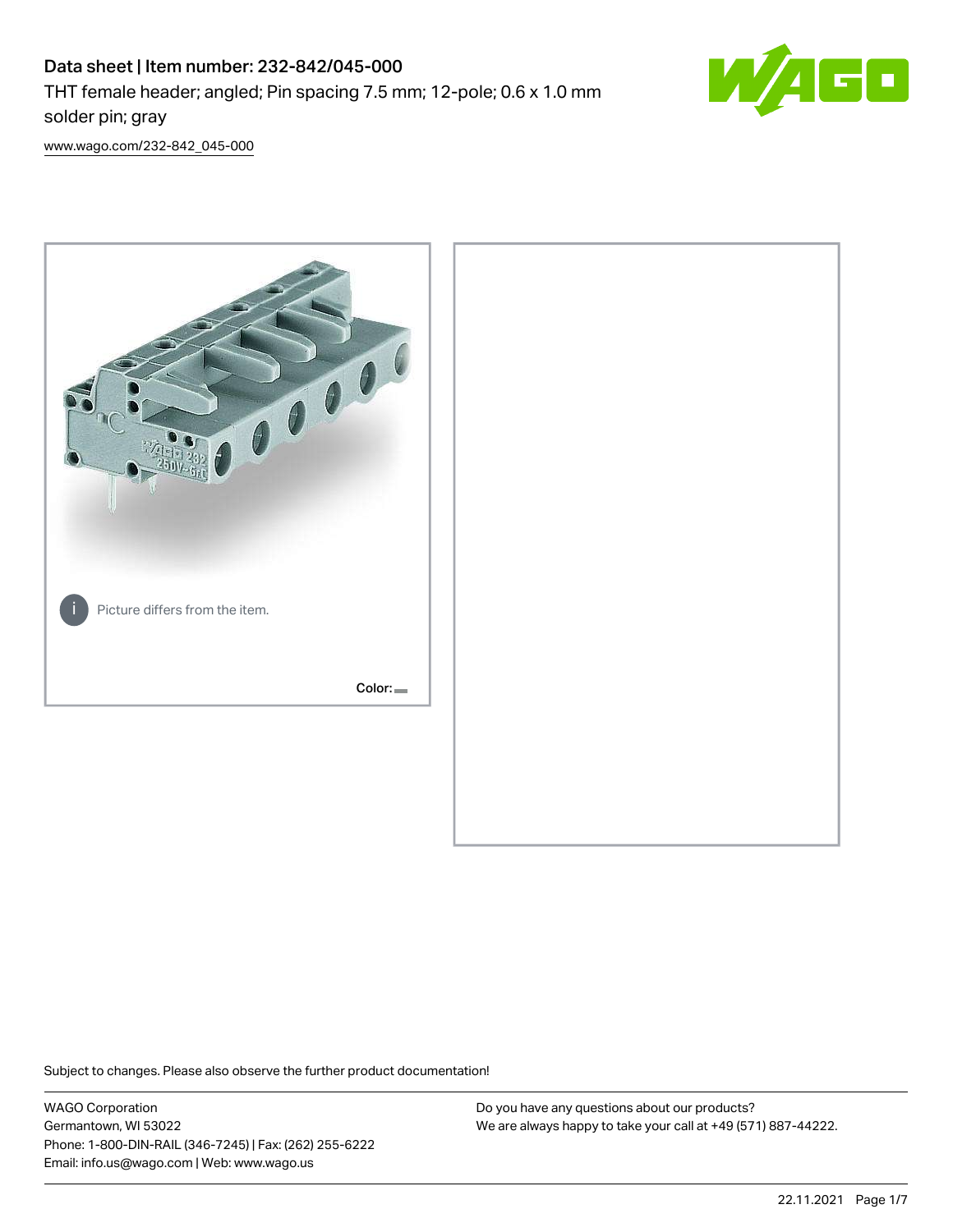# Data sheet | Item number: 232-842/045-000

THT female header; angled; Pin spacing 7.5 mm; 12-pole; 0.6 x 1.0 mm solder pin; gray

www.wago.com/232-842_045-000

Picture differs from the item.

Color:

Subject to changes. Please also observe the further product documentation!

WAGO Corporation
Germantown, WI 53022
Phone: 1-800-DIN-RAIL (346-7245) | Fax: (262) 255-6222
Email: info.us@wago.com | Web: www.wago.us

Do you have any questions about our products?
We are always happy to take your call at +49 (571) 887-44222.

22.11.2021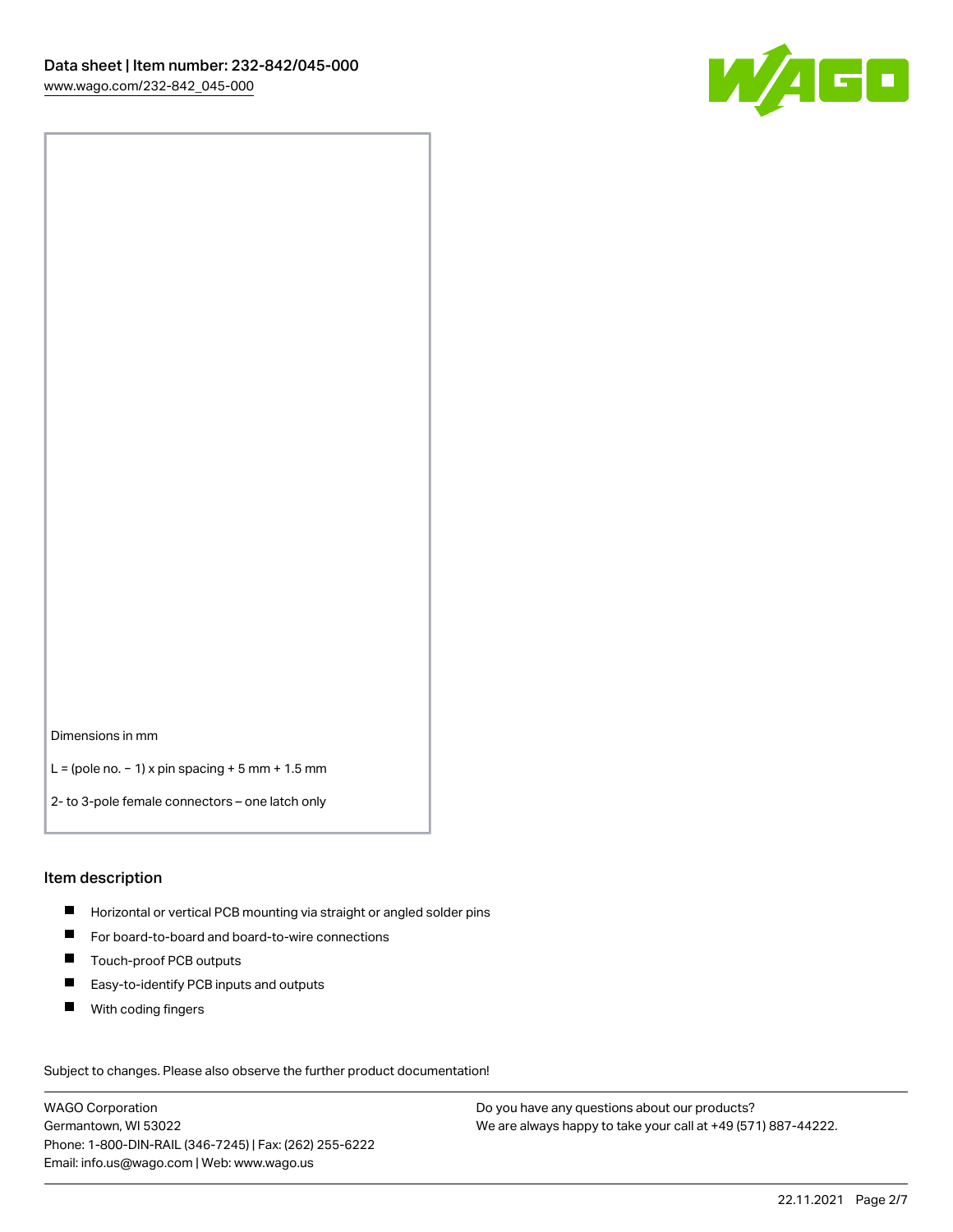Dimensions in mm

L = (pole no. − 1) x pin spacing + 5 mm + 1.5 mm

2- to 3-pole female connectors – one latch only

## Item description

- Horizontal or vertical PCB mounting via straight or angled solder pins
- For board-to-board and board-to-wire connections
- Touch-proof PCB outputs
- Easy-to-identify PCB inputs and outputs
- With coding fingers

Subject to changes. Please also observe the further product documentation!

WAGO Corporation
Germantown, WI 53022
Phone: 1-800-DIN-RAIL (346-7245) | Fax: (262) 255-6222
Email: info.us@wago.com | Web: www.wago.us

Do you have any questions about our products?
We are always happy to take your call at +49 (571) 887-44222.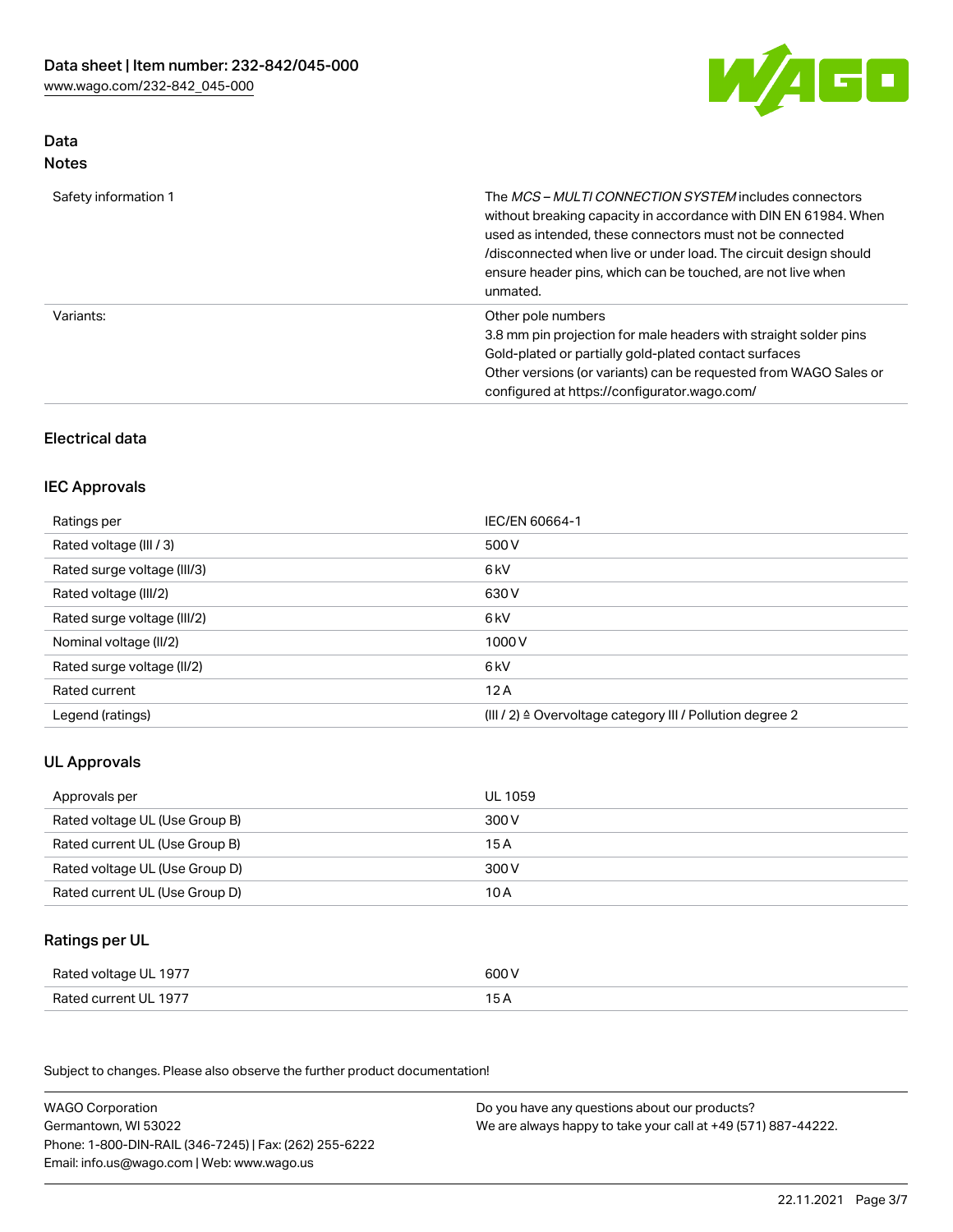## Data

### Notes

| | |
|---|---|
| Safety information 1 | The *MCS – MULTI CONNECTION SYSTEM* includes connectors without breaking capacity in accordance with DIN EN 61984. When used as intended, these connectors must not be connected /disconnected when live or under load. The circuit design should ensure header pins, which can be touched, are not live when unmated. |
| Variants: | Other pole numbers<br>3.8 mm pin projection for male headers with straight solder pins<br>Gold-plated or partially gold-plated contact surfaces<br>Other versions (or variants) can be requested from WAGO Sales or configured at https://configurator.wago.com/ |

## Electrical data

### IEC Approvals

| | |
|---|---|
| Ratings per | IEC/EN 60664-1 |
| Rated voltage (III / 3) | 500 V |
| Rated surge voltage (III/3) | 6 kV |
| Rated voltage (III/2) | 630 V |
| Rated surge voltage (III/2) | 6 kV |
| Nominal voltage (II/2) | 1000 V |
| Rated surge voltage (II/2) | 6 kV |
| Rated current | 12 A |
| Legend (ratings) | (III / 2) ≙ Overvoltage category III / Pollution degree 2 |

### UL Approvals

| | |
|---|---|
| Approvals per | UL 1059 |
| Rated voltage UL (Use Group B) | 300 V |
| Rated current UL (Use Group B) | 15 A |
| Rated voltage UL (Use Group D) | 300 V |
| Rated current UL (Use Group D) | 10 A |

### Ratings per UL

| | |
|---|---|
| Rated voltage UL 1977 | 600 V |
| Rated current UL 1977 | 15 A |

Subject to changes. Please also observe the further product documentation!

WAGO Corporation
Germantown, WI 53022
Phone: 1-800-DIN-RAIL (346-7245) | Fax: (262) 255-6222
Email: info.us@wago.com | Web: www.wago.us

Do you have any questions about our products?
We are always happy to take your call at +49 (571) 887-44222.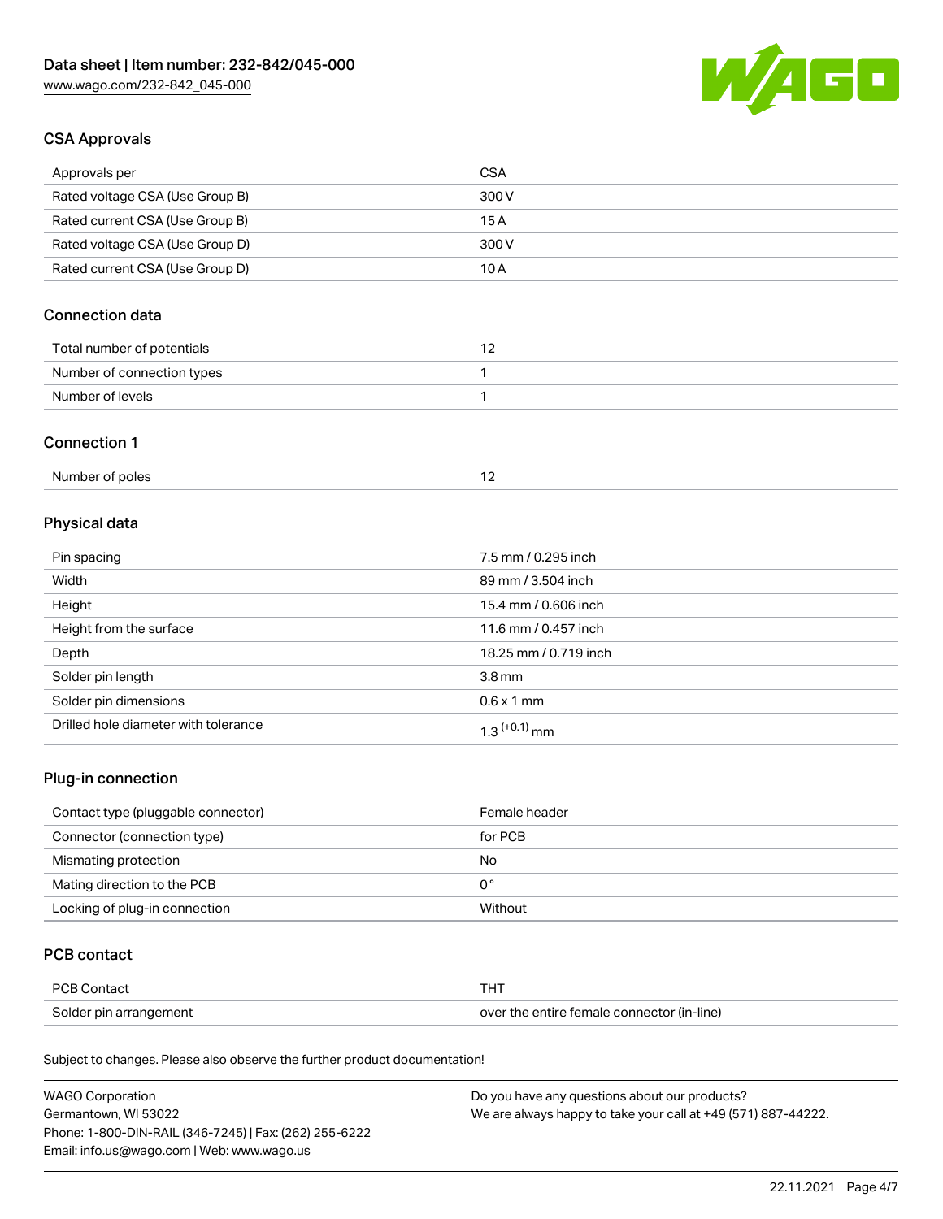## CSA Approvals

| Approvals per | CSA |
| --- | --- |
| Rated voltage CSA (Use Group B) | 300 V |
| Rated current CSA (Use Group B) | 15 A |
| Rated voltage CSA (Use Group D) | 300 V |
| Rated current CSA (Use Group D) | 10 A |

## Connection data

| Total number of potentials | 12 |
| --- | --- |
| Number of connection types | 1 |
| Number of levels | 1 |

## Connection 1

| Number of poles | 12 |
| --- | --- |

## Physical data

| Pin spacing | 7.5 mm / 0.295 inch |
| --- | --- |
| Width | 89 mm / 3.504 inch |
| Height | 15.4 mm / 0.606 inch |
| Height from the surface | 11.6 mm / 0.457 inch |
| Depth | 18.25 mm / 0.719 inch |
| Solder pin length | 3.8 mm |
| Solder pin dimensions | 0.6 x 1 mm |
| Drilled hole diameter with tolerance | $1.3^{(+0.1)}$ mm |

## Plug-in connection

| Contact type (pluggable connector) | Female header |
| --- | --- |
| Connector (connection type) | for PCB |
| Mismating protection | No |
| Mating direction to the PCB | 0° |
| Locking of plug-in connection | Without |

## PCB contact

| PCB Contact | THT |
| --- | --- |
| Solder pin arrangement | over the entire female connector (in-line) |

Subject to changes. Please also observe the further product documentation!

WAGO Corporation
Germantown, WI 53022
Phone: 1-800-DIN-RAIL (346-7245) | Fax: (262) 255-6222
Email: info.us@wago.com | Web: www.wago.us

Do you have any questions about our products?
We are always happy to take your call at +49 (571) 887-44222.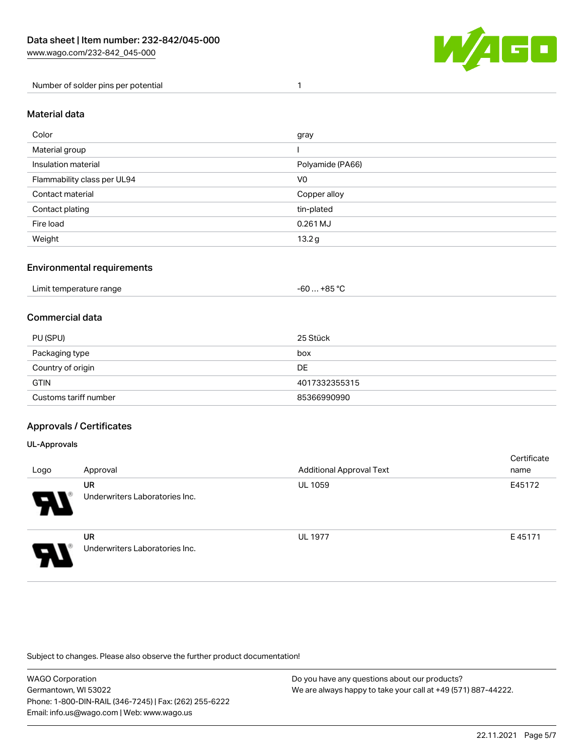| Number of solder pins per potential | 1 |
| --- | --- |

## Material data

| Color | gray |
| --- | --- |
| Material group | I |
| Insulation material | Polyamide (PA66) |
| Flammability class per UL94 | V0 |
| Contact material | Copper alloy |
| Contact plating | tin-plated |
| Fire load | 0.261 MJ |
| Weight | 13.2 g |

## Environmental requirements

| Limit temperature range | -60 … +85 °C |
| --- | --- |

## Commercial data

| PU (SPU) | 25 Stück |
| --- | --- |
| Packaging type | box |
| Country of origin | DE |
| GTIN | 4017332355315 |
| Customs tariff number | 85366990990 |

## Approvals / Certificates

### UL-Approvals

| Logo | Approval | Additional Approval Text | Certificate name |
| --- | --- | --- | --- |
| | **UR** Underwriters Laboratories Inc. | UL 1059 | E45172 |
| | **UR** Underwriters Laboratories Inc. | UL 1977 | E 45171 |

Subject to changes. Please also observe the further product documentation!

WAGO Corporation
Germantown, WI 53022
Phone: 1-800-DIN-RAIL (346-7245) | Fax: (262) 255-6222
Email: info.us@wago.com | Web: www.wago.us

Do you have any questions about our products?
We are always happy to take your call at +49 (571) 887-44222.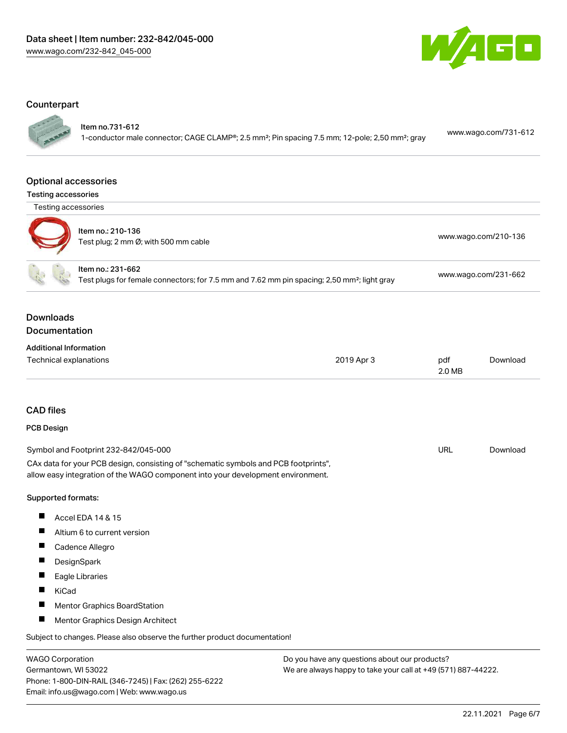## Counterpart

| | | |
|---|---|---|
| Item no.731-612<br>1-conductor male connector; CAGE CLAMP®; 2.5 mm²; Pin spacing 7.5 mm; 12-pole; 2,50 mm²; gray | www.wago.com/731-612 |

## Optional accessories

### Testing accessories

Testing accessories

| | |
|---|---|
| Item no.: 210-136<br>Test plug; 2 mm Ø; with 500 mm cable | www.wago.com/210-136 |
| Item no.: 231-662<br>Test plugs for female connectors; for 7.5 mm and 7.62 mm pin spacing; 2,50 mm²; light gray | www.wago.com/231-662 |

## Downloads

## Documentation

**Additional Information**

| | | | |
|---|---|---|---|
| Technical explanations | 2019 Apr 3 | pdf<br>2.0 MB | Download |

## CAD files

**PCB Design**

| | | |
|---|---|---|
| Symbol and Footprint 232-842/045-000 | URL | Download |

CAx data for your PCB design, consisting of "schematic symbols and PCB footprints", allow easy integration of the WAGO component into your development environment.

**Supported formats:**

- Accel EDA 14 & 15
- Altium 6 to current version
- Cadence Allegro
- DesignSpark
- Eagle Libraries
- KiCad
- Mentor Graphics BoardStation
- Mentor Graphics Design Architect

Subject to changes. Please also observe the further product documentation!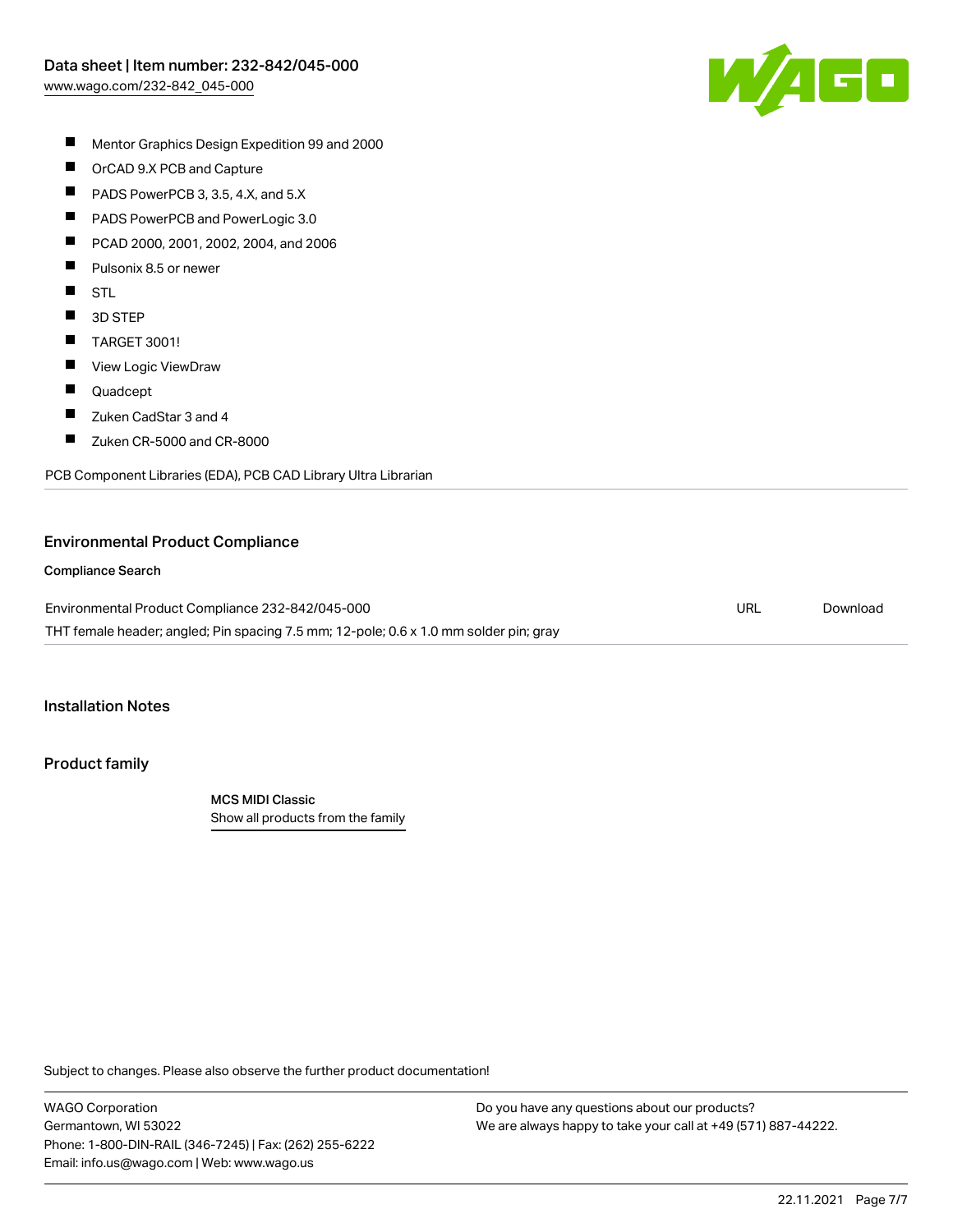- Mentor Graphics Design Expedition 99 and 2000
- OrCAD 9.X PCB and Capture
- PADS PowerPCB 3, 3.5, 4.X, and 5.X
- PADS PowerPCB and PowerLogic 3.0
- PCAD 2000, 2001, 2002, 2004, and 2006
- Pulsonix 8.5 or newer
- STL
- 3D STEP
- TARGET 3001!
- View Logic ViewDraw
- Quadcept
- Zuken CadStar 3 and 4
- Zuken CR-5000 and CR-8000

PCB Component Libraries (EDA), PCB CAD Library Ultra Librarian

## Environmental Product Compliance

### Compliance Search

| | | |
|---|---|---|
| Environmental Product Compliance 232-842/045-000<br>THT female header; angled; Pin spacing 7.5 mm; 12-pole; 0.6 x 1.0 mm solder pin; gray | URL | Download |

## Installation Notes

## Product family

**MCS MIDI Classic**
Show all products from the family

Subject to changes. Please also observe the further product documentation!

WAGO Corporation
Germantown, WI 53022
Phone: 1-800-DIN-RAIL (346-7245) | Fax: (262) 255-6222
Email: info.us@wago.com | Web: www.wago.us

Do you have any questions about our products?
We are always happy to take your call at +49 (571) 887-44222.